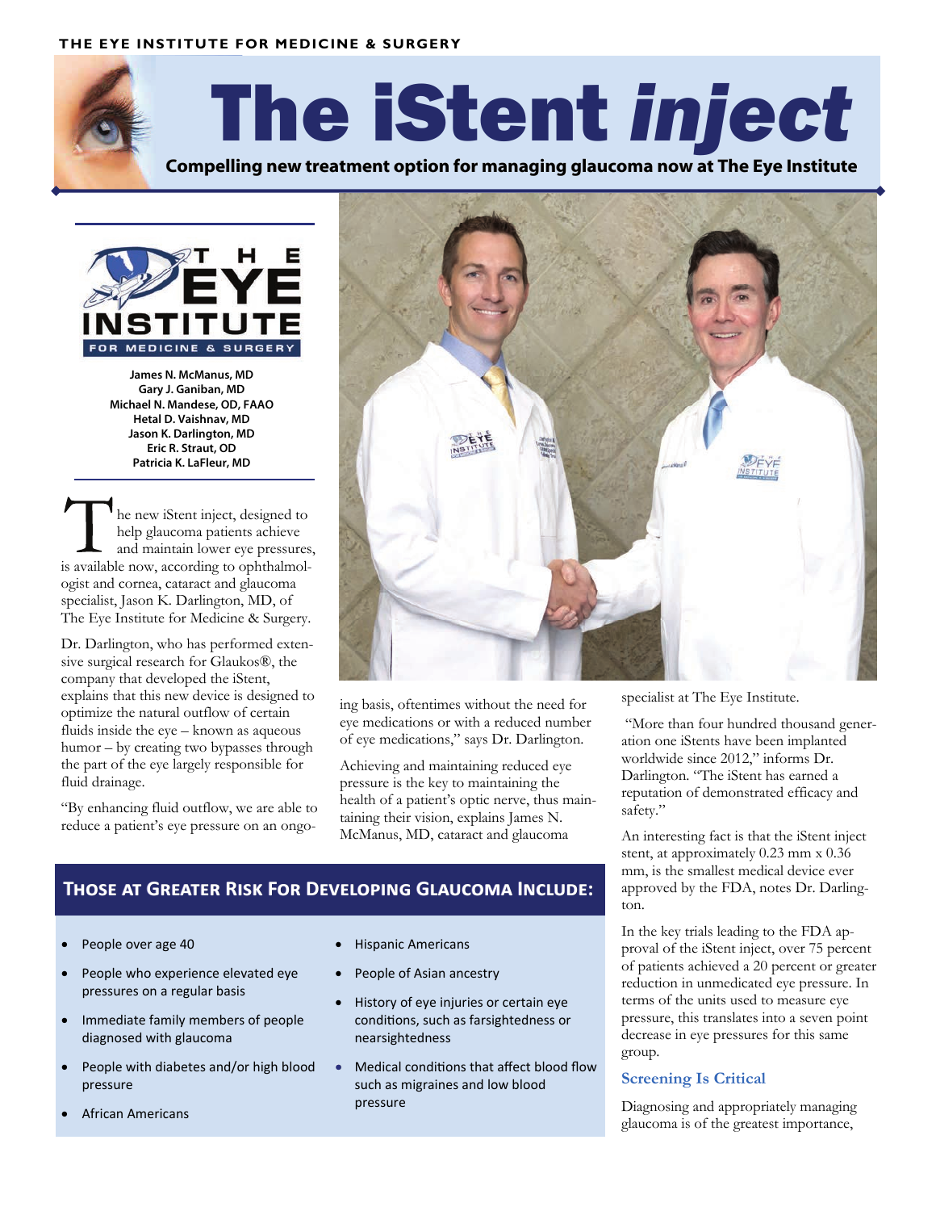# The iStent *inject*

**Compelling new treatment option for managing glaucoma now at The Eye Institute**

THE EYE INSTITUTE FOR MEDICINE & SURGERY

**James N. McManus, MD**
**Gary J. Ganiban, MD**
**Michael N. Mandese, OD, FAAO**
**Hetal D. Vaishnav, MD**
**Jason K. Darlington, MD**
**Eric R. Straut, OD**
**Patricia K. LaFleur, MD**

The new iStent inject, designed to help glaucoma patients achieve and maintain lower eye pressures, is available now, according to ophthalmologist and cornea, cataract and glaucoma specialist, Jason K. Darlington, MD, of The Eye Institute for Medicine & Surgery.

Dr. Darlington, who has performed extensive surgical research for Glaukos®, the company that developed the iStent, explains that this new device is designed to optimize the natural outflow of certain fluids inside the eye – known as aqueous humor – by creating two bypasses through the part of the eye largely responsible for fluid drainage.

"By enhancing fluid outflow, we are able to reduce a patient's eye pressure on an ongoing basis, oftentimes without the need for eye medications or with a reduced number of eye medications," says Dr. Darlington.

Achieving and maintaining reduced eye pressure is the key to maintaining the health of a patient's optic nerve, thus maintaining their vision, explains James N. McManus, MD, cataract and glaucoma specialist at The Eye Institute.

"More than four hundred thousand generation one iStents have been implanted worldwide since 2012," informs Dr. Darlington. "The iStent has earned a reputation of demonstrated efficacy and safety."

An interesting fact is that the iStent inject stent, at approximately 0.23 mm x 0.36 mm, is the smallest medical device ever approved by the FDA, notes Dr. Darlington.

In the key trials leading to the FDA approval of the iStent inject, over 75 percent of patients achieved a 20 percent or greater reduction in unmedicated eye pressure. In terms of the units used to measure eye pressure, this translates into a seven point decrease in eye pressures for this same group.

## Those at Greater Risk For Developing Glaucoma Include:

- People over age 40
- People who experience elevated eye pressures on a regular basis
- Immediate family members of people diagnosed with glaucoma
- People with diabetes and/or high blood pressure
- African Americans
- Hispanic Americans
- People of Asian ancestry
- History of eye injuries or certain eye conditions, such as farsightedness or nearsightedness
- Medical conditions that affect blood flow such as migraines and low blood pressure

### Screening Is Critical

Diagnosing and appropriately managing glaucoma is of the greatest importance,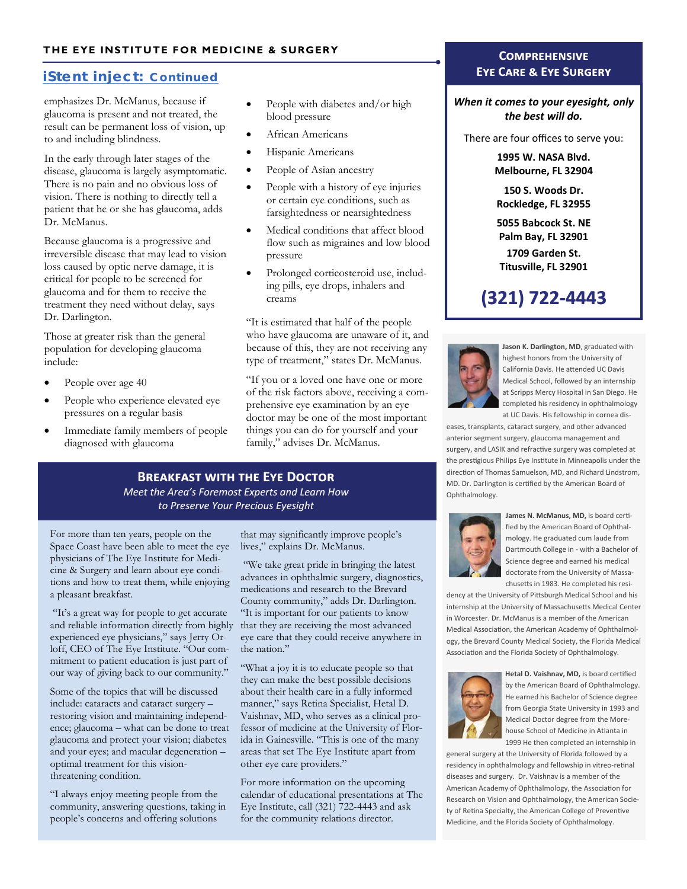## iStent inject: Continued

emphasizes Dr. McManus, because if glaucoma is present and not treated, the result can be permanent loss of vision, up to and including blindness.

In the early through later stages of the disease, glaucoma is largely asymptomatic. There is no pain and no obvious loss of vision. There is nothing to directly tell a patient that he or she has glaucoma, adds Dr. McManus.

Because glaucoma is a progressive and irreversible disease that may lead to vision loss caused by optic nerve damage, it is critical for people to be screened for glaucoma and for them to receive the treatment they need without delay, says Dr. Darlington.

Those at greater risk than the general population for developing glaucoma include:

- People over age 40
- People who experience elevated eye pressures on a regular basis
- Immediate family members of people diagnosed with glaucoma
- People with diabetes and/or high blood pressure
- African Americans
- Hispanic Americans
- People of Asian ancestry
- People with a history of eye injuries or certain eye conditions, such as farsightedness or nearsightedness
- Medical conditions that affect blood flow such as migraines and low blood pressure
- Prolonged corticosteroid use, including pills, eye drops, inhalers and creams

"It is estimated that half of the people who have glaucoma are unaware of it, and because of this, they are not receiving any type of treatment," states Dr. McManus.

"If you or a loved one have one or more of the risk factors above, receiving a comprehensive eye examination by an eye doctor may be one of the most important things you can do for yourself and your family," advises Dr. McManus.

## Breakfast with the Eye Doctor

*Meet the Area's Foremost Experts and Learn How to Preserve Your Precious Eyesight*

For more than ten years, people on the Space Coast have been able to meet the eye physicians of The Eye Institute for Medicine & Surgery and learn about eye conditions and how to treat them, while enjoying a pleasant breakfast.

"It's a great way for people to get accurate and reliable information directly from highly experienced eye physicians," says Jerry Orloff, CEO of The Eye Institute. "Our commitment to patient education is just part of our way of giving back to our community."

Some of the topics that will be discussed include: cataracts and cataract surgery – restoring vision and maintaining independence; glaucoma – what can be done to treat glaucoma and protect your vision; diabetes and your eyes; and macular degeneration – optimal treatment for this vision-threatening condition.

"I always enjoy meeting people from the community, answering questions, taking in people's concerns and offering solutions that may significantly improve people's lives," explains Dr. McManus.

"We take great pride in bringing the latest advances in ophthalmic surgery, diagnostics, medications and research to the Brevard County community," adds Dr. Darlington. "It is important for our patients to know that they are receiving the most advanced eye care that they could receive anywhere in the nation."

"What a joy it is to educate people so that they can make the best possible decisions about their health care in a fully informed manner," says Retina Specialist, Hetal D. Vaishnav, MD, who serves as a clinical professor of medicine at the University of Florida in Gainesville. "This is one of the many areas that set The Eye Institute apart from other eye care providers."

For more information on the upcoming calendar of educational presentations at The Eye Institute, call (321) 722-4443 and ask for the community relations director.

## Comprehensive Eye Care & Eye Surgery

***When it comes to your eyesight, only the best will do.***

There are four offices to serve you:

**1995 W. NASA Blvd.
Melbourne, FL 32904**

**150 S. Woods Dr.
Rockledge, FL 32955**

**5055 Babcock St. NE
Palm Bay, FL 32901**

**1709 Garden St.
Titusville, FL 32901**

**(321) 722-4443**

**Jason K. Darlington, MD**, graduated with highest honors from the University of California Davis. He attended UC Davis Medical School, followed by an internship at Scripps Mercy Hospital in San Diego. He completed his residency in ophthalmology at UC Davis. His fellowship in cornea diseases, transplants, cataract surgery, and other advanced anterior segment surgery, glaucoma management and surgery, and LASIK and refractive surgery was completed at the prestigious Philips Eye Institute in Minneapolis under the direction of Thomas Samuelson, MD, and Richard Lindstrom, MD. Dr. Darlington is certified by the American Board of Ophthalmology.

**James N. McManus, MD,** is board certified by the American Board of Ophthalmology. He graduated cum laude from Dartmouth College in - with a Bachelor of Science degree and earned his medical doctorate from the University of Massachusetts in 1983. He completed his residency at the University of Pittsburgh Medical School and his internship at the University of Massachusetts Medical Center in Worcester. Dr. McManus is a member of the American Medical Association, the American Academy of Ophthalmology, the Brevard County Medical Society, the Florida Medical Association and the Florida Society of Ophthalmology.

**Hetal D. Vaishnav, MD,** is board certified by the American Board of Ophthalmology. He earned his Bachelor of Science degree from Georgia State University in 1993 and Medical Doctor degree from the Morehouse School of Medicine in Atlanta in 1999 He then completed an internship in general surgery at the University of Florida followed by a residency in ophthalmology and fellowship in vitreo-retinal diseases and surgery. Dr. Vaishnav is a member of the American Academy of Ophthalmology, the Association for Research on Vision and Ophthalmology, the American Society of Retina Specialty, the American College of Preventive Medicine, and the Florida Society of Ophthalmology.